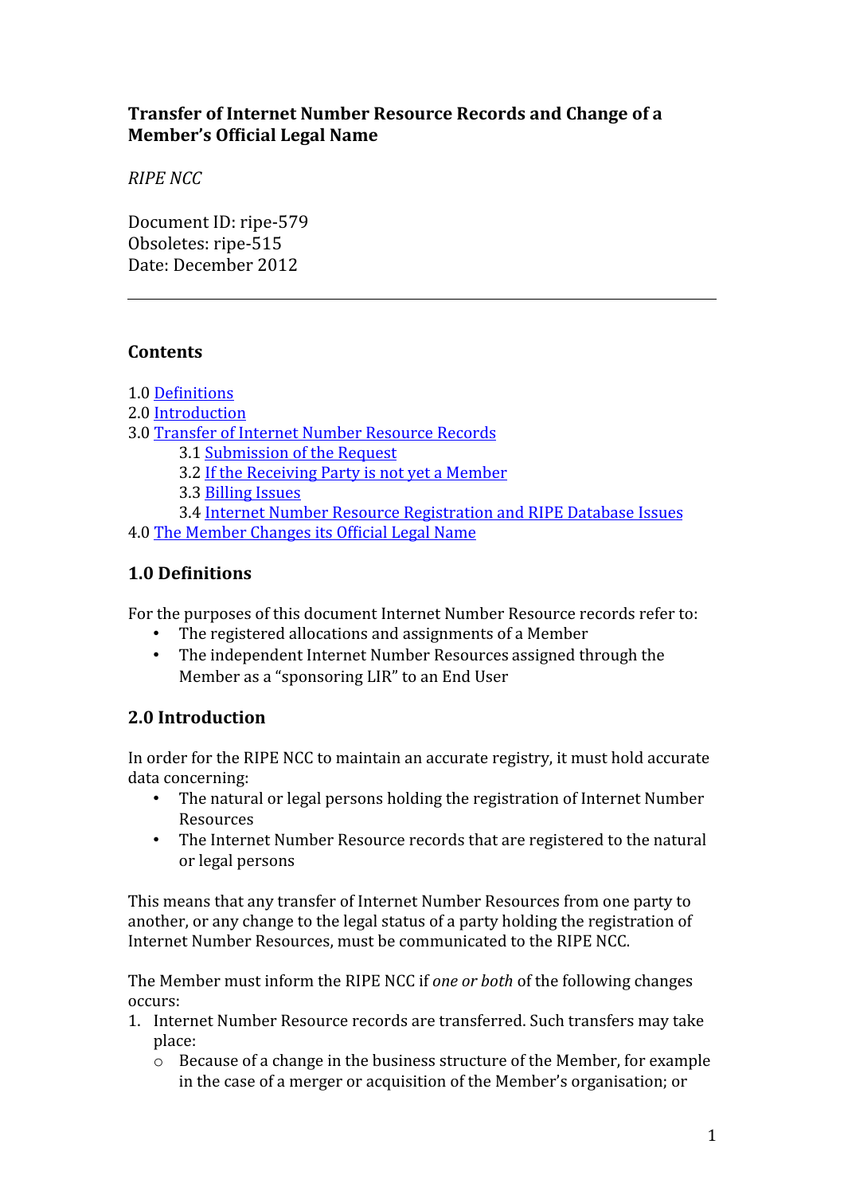# Transfer of Internet Number Resource Records and Change of a Member's Official Legal Name

*RIPE NCC*

Document ID: ripe-579
Obsoletes: ripe-515
Date: December 2012

---

## Contents

1.0 [Definitions](#)
2.0 [Introduction](#)
3.0 [Transfer of Internet Number Resource Records](#)
  3.1 [Submission of the Request](#)
  3.2 [If the Receiving Party is not yet a Member](#)
  3.3 [Billing Issues](#)
  3.4 [Internet Number Resource Registration and RIPE Database Issues](#)
4.0 [The Member Changes its Official Legal Name](#)

## 1.0 Definitions

For the purposes of this document Internet Number Resource records refer to:

- The registered allocations and assignments of a Member
- The independent Internet Number Resources assigned through the Member as a "sponsoring LIR" to an End User

## 2.0 Introduction

In order for the RIPE NCC to maintain an accurate registry, it must hold accurate data concerning:

- The natural or legal persons holding the registration of Internet Number Resources
- The Internet Number Resource records that are registered to the natural or legal persons

This means that any transfer of Internet Number Resources from one party to another, or any change to the legal status of a party holding the registration of Internet Number Resources, must be communicated to the RIPE NCC.

The Member must inform the RIPE NCC if *one or both* of the following changes occurs:

1. Internet Number Resource records are transferred. Such transfers may take place:
   - Because of a change in the business structure of the Member, for example in the case of a merger or acquisition of the Member's organisation; or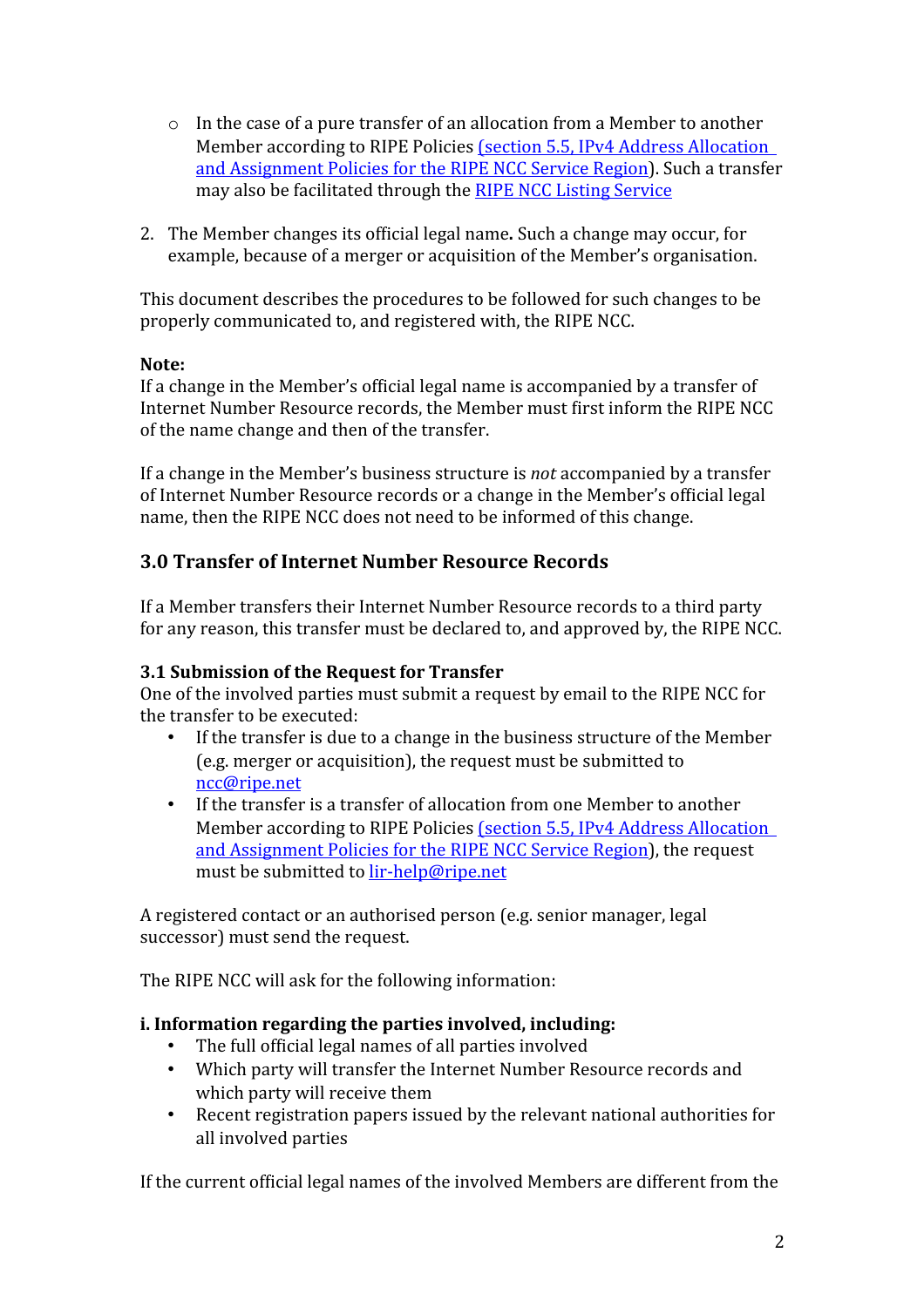- In the case of a pure transfer of an allocation from a Member to another Member according to RIPE Policies [(section 5.5, IPv4 Address Allocation and Assignment Policies for the RIPE NCC Service Region)]. Such a transfer may also be facilitated through the [RIPE NCC Listing Service]

2. The Member changes its official legal name**.** Such a change may occur, for example, because of a merger or acquisition of the Member's organisation.

This document describes the procedures to be followed for such changes to be properly communicated to, and registered with, the RIPE NCC.

**Note:**
If a change in the Member's official legal name is accompanied by a transfer of Internet Number Resource records, the Member must first inform the RIPE NCC of the name change and then of the transfer.

If a change in the Member's business structure is *not* accompanied by a transfer of Internet Number Resource records or a change in the Member's official legal name, then the RIPE NCC does not need to be informed of this change.

## 3.0 Transfer of Internet Number Resource Records

If a Member transfers their Internet Number Resource records to a third party for any reason, this transfer must be declared to, and approved by, the RIPE NCC.

### 3.1 Submission of the Request for Transfer

One of the involved parties must submit a request by email to the RIPE NCC for the transfer to be executed:

- If the transfer is due to a change in the business structure of the Member (e.g. merger or acquisition), the request must be submitted to ncc@ripe.net
- If the transfer is a transfer of allocation from one Member to another Member according to RIPE Policies [(section 5.5, IPv4 Address Allocation and Assignment Policies for the RIPE NCC Service Region)], the request must be submitted to lir-help@ripe.net

A registered contact or an authorised person (e.g. senior manager, legal successor) must send the request.

The RIPE NCC will ask for the following information:

**i. Information regarding the parties involved, including:**

- The full official legal names of all parties involved
- Which party will transfer the Internet Number Resource records and which party will receive them
- Recent registration papers issued by the relevant national authorities for all involved parties

If the current official legal names of the involved Members are different from the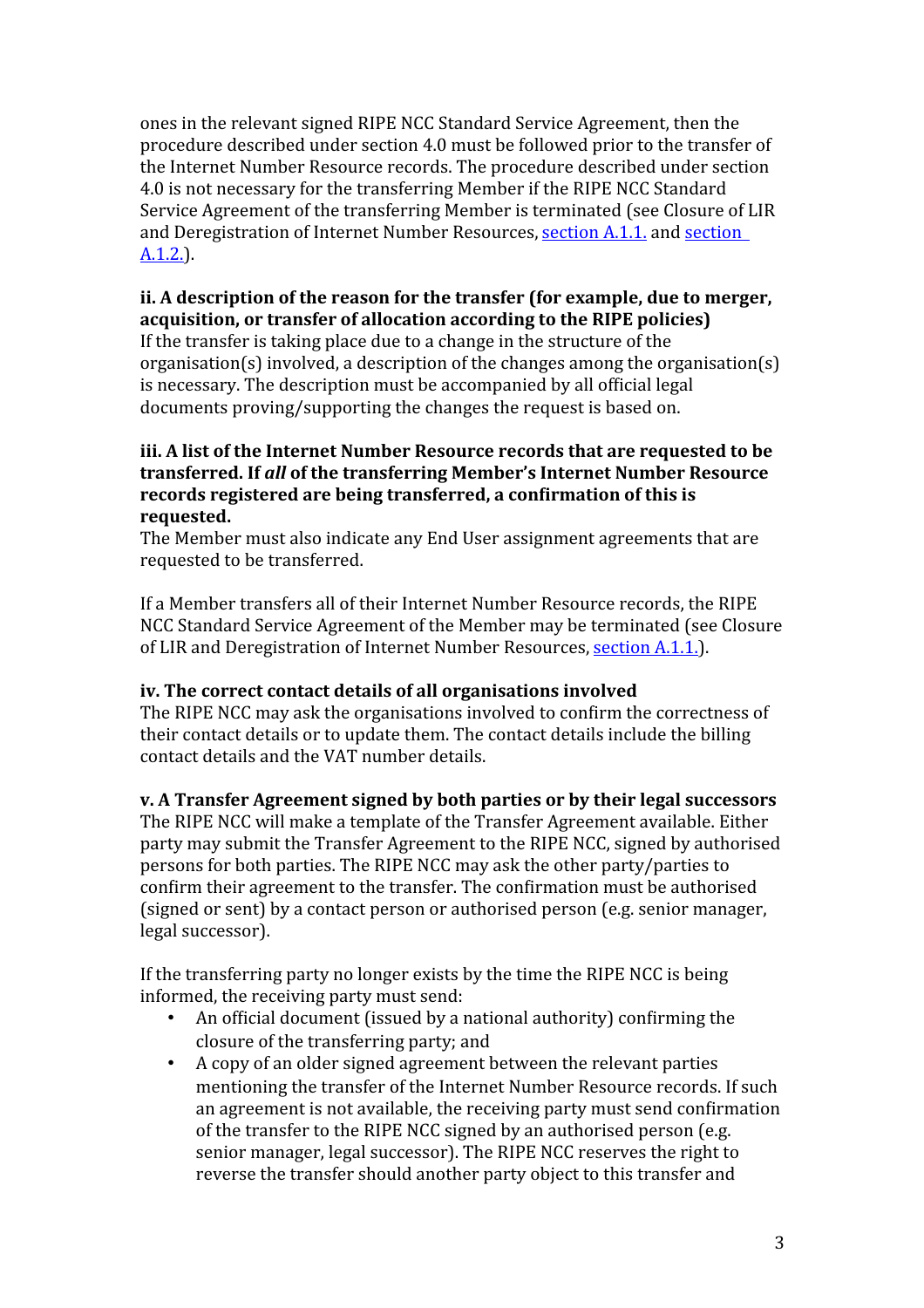ones in the relevant signed RIPE NCC Standard Service Agreement, then the procedure described under section 4.0 must be followed prior to the transfer of the Internet Number Resource records. The procedure described under section 4.0 is not necessary for the transferring Member if the RIPE NCC Standard Service Agreement of the transferring Member is terminated (see Closure of LIR and Deregistration of Internet Number Resources, section A.1.1. and section A.1.2.).

**ii. A description of the reason for the transfer (for example, due to merger, acquisition, or transfer of allocation according to the RIPE policies)**

If the transfer is taking place due to a change in the structure of the organisation(s) involved, a description of the changes among the organisation(s) is necessary. The description must be accompanied by all official legal documents proving/supporting the changes the request is based on.

**iii. A list of the Internet Number Resource records that are requested to be transferred. If *all* of the transferring Member's Internet Number Resource records registered are being transferred, a confirmation of this is requested.**

The Member must also indicate any End User assignment agreements that are requested to be transferred.

If a Member transfers all of their Internet Number Resource records, the RIPE NCC Standard Service Agreement of the Member may be terminated (see Closure of LIR and Deregistration of Internet Number Resources, section A.1.1.).

**iv. The correct contact details of all organisations involved**

The RIPE NCC may ask the organisations involved to confirm the correctness of their contact details or to update them. The contact details include the billing contact details and the VAT number details.

**v. A Transfer Agreement signed by both parties or by their legal successors**

The RIPE NCC will make a template of the Transfer Agreement available. Either party may submit the Transfer Agreement to the RIPE NCC, signed by authorised persons for both parties. The RIPE NCC may ask the other party/parties to confirm their agreement to the transfer. The confirmation must be authorised (signed or sent) by a contact person or authorised person (e.g. senior manager, legal successor).

If the transferring party no longer exists by the time the RIPE NCC is being informed, the receiving party must send:

- An official document (issued by a national authority) confirming the closure of the transferring party; and
- A copy of an older signed agreement between the relevant parties mentioning the transfer of the Internet Number Resource records. If such an agreement is not available, the receiving party must send confirmation of the transfer to the RIPE NCC signed by an authorised person (e.g. senior manager, legal successor). The RIPE NCC reserves the right to reverse the transfer should another party object to this transfer and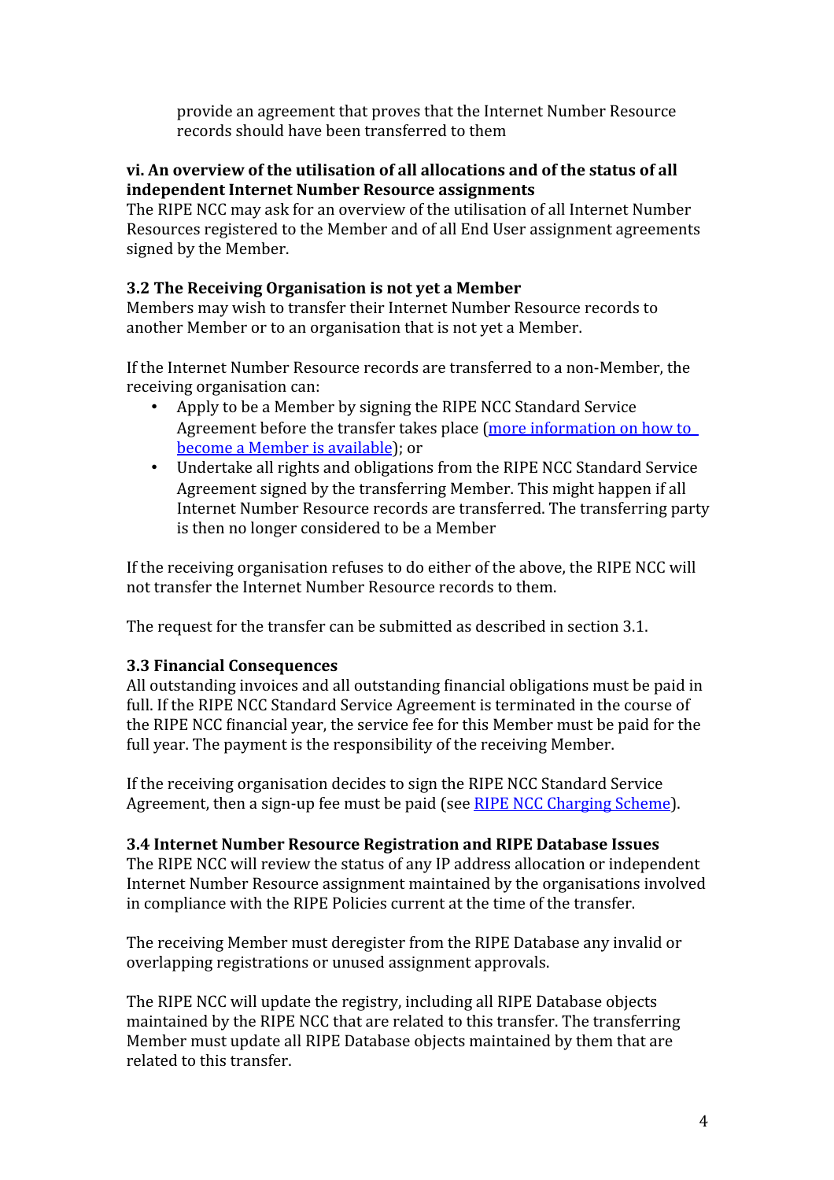provide an agreement that proves that the Internet Number Resource records should have been transferred to them

**vi. An overview of the utilisation of all allocations and of the status of all independent Internet Number Resource assignments**

The RIPE NCC may ask for an overview of the utilisation of all Internet Number Resources registered to the Member and of all End User assignment agreements signed by the Member.

### 3.2 The Receiving Organisation is not yet a Member

Members may wish to transfer their Internet Number Resource records to another Member or to an organisation that is not yet a Member.

If the Internet Number Resource records are transferred to a non-Member, the receiving organisation can:

- Apply to be a Member by signing the RIPE NCC Standard Service Agreement before the transfer takes place (more information on how to become a Member is available); or
- Undertake all rights and obligations from the RIPE NCC Standard Service Agreement signed by the transferring Member. This might happen if all Internet Number Resource records are transferred. The transferring party is then no longer considered to be a Member

If the receiving organisation refuses to do either of the above, the RIPE NCC will not transfer the Internet Number Resource records to them.

The request for the transfer can be submitted as described in section 3.1.

### 3.3 Financial Consequences

All outstanding invoices and all outstanding financial obligations must be paid in full. If the RIPE NCC Standard Service Agreement is terminated in the course of the RIPE NCC financial year, the service fee for this Member must be paid for the full year. The payment is the responsibility of the receiving Member.

If the receiving organisation decides to sign the RIPE NCC Standard Service Agreement, then a sign-up fee must be paid (see RIPE NCC Charging Scheme).

### 3.4 Internet Number Resource Registration and RIPE Database Issues

The RIPE NCC will review the status of any IP address allocation or independent Internet Number Resource assignment maintained by the organisations involved in compliance with the RIPE Policies current at the time of the transfer.

The receiving Member must deregister from the RIPE Database any invalid or overlapping registrations or unused assignment approvals.

The RIPE NCC will update the registry, including all RIPE Database objects maintained by the RIPE NCC that are related to this transfer. The transferring Member must update all RIPE Database objects maintained by them that are related to this transfer.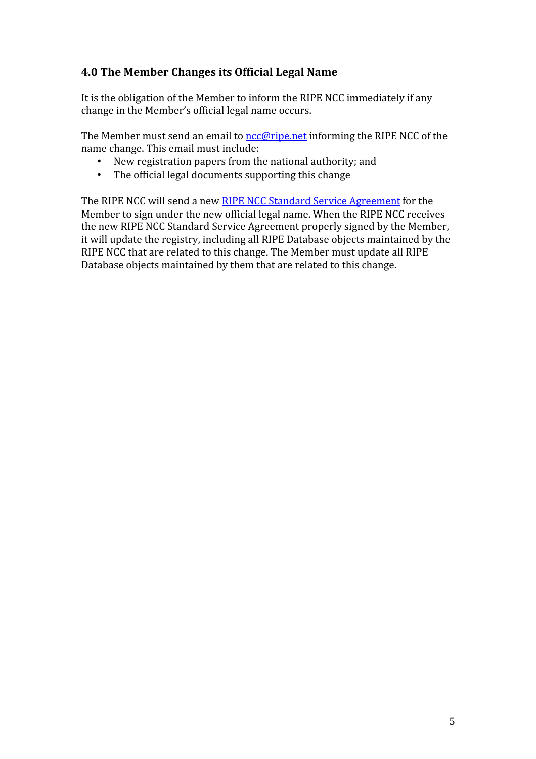## 4.0 The Member Changes its Official Legal Name

It is the obligation of the Member to inform the RIPE NCC immediately if any change in the Member's official legal name occurs.

The Member must send an email to ncc@ripe.net informing the RIPE NCC of the name change. This email must include:

- New registration papers from the national authority; and
- The official legal documents supporting this change

The RIPE NCC will send a new RIPE NCC Standard Service Agreement for the Member to sign under the new official legal name. When the RIPE NCC receives the new RIPE NCC Standard Service Agreement properly signed by the Member, it will update the registry, including all RIPE Database objects maintained by the RIPE NCC that are related to this change. The Member must update all RIPE Database objects maintained by them that are related to this change.